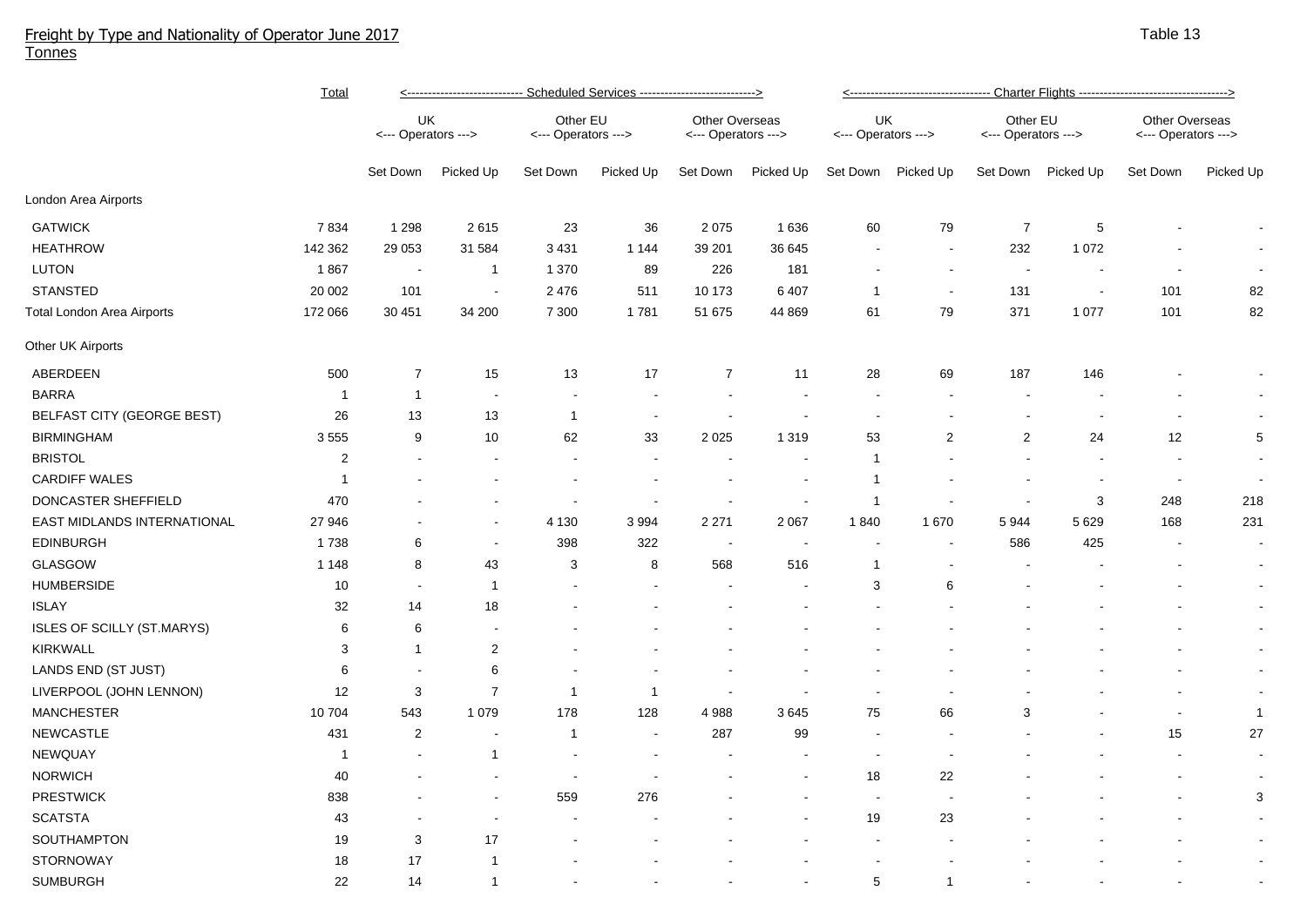# Freight by Type and Nationality of Operator June 2017
Tonnes

Table 13

| | Total | Scheduled Services | | | | | | Charter Flights | | | | | |
|---|---|---|---|---|---|---|---|---|---|---|---|---|---|
| | | UK <--- Operators ---> | | Other EU <--- Operators ---> | | Other Overseas <--- Operators ---> | | UK <--- Operators ---> | | Other EU <--- Operators ---> | | Other Overseas <--- Operators ---> | |
| | | Set Down | Picked Up | Set Down | Picked Up | Set Down | Picked Up | Set Down | Picked Up | Set Down | Picked Up | Set Down | Picked Up |
| London Area Airports | | | | | | | | | | | | | |
| GATWICK | 7 834 | 1 298 | 2 615 | 23 | 36 | 2 075 | 1 636 | 60 | 79 | 7 | 5 | - | - |
| HEATHROW | 142 362 | 29 053 | 31 584 | 3 431 | 1 144 | 39 201 | 36 645 | - | - | 232 | 1 072 | - | - |
| LUTON | 1 867 | - | 1 | 1 370 | 89 | 226 | 181 | - | - | - | - | - | - |
| STANSTED | 20 002 | 101 | - | 2 476 | 511 | 10 173 | 6 407 | 1 | - | 131 | - | 101 | 82 |
| Total London Area Airports | 172 066 | 30 451 | 34 200 | 7 300 | 1 781 | 51 675 | 44 869 | 61 | 79 | 371 | 1 077 | 101 | 82 |
| Other UK Airports | | | | | | | | | | | | | |
| ABERDEEN | 500 | 7 | 15 | 13 | 17 | 7 | 11 | 28 | 69 | 187 | 146 | - | - |
| BARRA | 1 | 1 | - | - | - | - | - | - | - | - | - | - | - |
| BELFAST CITY (GEORGE BEST) | 26 | 13 | 13 | 1 | - | - | - | - | - | - | - | - | - |
| BIRMINGHAM | 3 555 | 9 | 10 | 62 | 33 | 2 025 | 1 319 | 53 | 2 | 2 | 24 | 12 | 5 |
| BRISTOL | 2 | - | - | - | - | - | - | 1 | - | - | - | - | - |
| CARDIFF WALES | 1 | - | - | - | - | - | - | 1 | - | - | - | - | - |
| DONCASTER SHEFFIELD | 470 | - | - | - | - | - | - | 1 | - | - | 3 | 248 | 218 |
| EAST MIDLANDS INTERNATIONAL | 27 946 | - | - | 4 130 | 3 994 | 2 271 | 2 067 | 1 840 | 1 670 | 5 944 | 5 629 | 168 | 231 |
| EDINBURGH | 1 738 | 6 | - | 398 | 322 | - | - | - | - | 586 | 425 | - | - |
| GLASGOW | 1 148 | 8 | 43 | 3 | 8 | 568 | 516 | 1 | - | - | - | - | - |
| HUMBERSIDE | 10 | - | 1 | - | - | - | - | 3 | 6 | - | - | - | - |
| ISLAY | 32 | 14 | 18 | - | - | - | - | - | - | - | - | - | - |
| ISLES OF SCILLY (ST.MARYS) | 6 | 6 | - | - | - | - | - | - | - | - | - | - | - |
| KIRKWALL | 3 | 1 | 2 | - | - | - | - | - | - | - | - | - | - |
| LANDS END (ST JUST) | 6 | - | 6 | - | - | - | - | - | - | - | - | - | - |
| LIVERPOOL (JOHN LENNON) | 12 | 3 | 7 | 1 | 1 | - | - | - | - | - | - | - | - |
| MANCHESTER | 10 704 | 543 | 1 079 | 178 | 128 | 4 988 | 3 645 | 75 | 66 | 3 | - | - | 1 |
| NEWCASTLE | 431 | 2 | - | 1 | - | 287 | 99 | - | - | - | - | 15 | 27 |
| NEWQUAY | 1 | - | 1 | - | - | - | - | - | - | - | - | - | - |
| NORWICH | 40 | - | - | - | - | - | - | 18 | 22 | - | - | - | - |
| PRESTWICK | 838 | - | - | 559 | 276 | - | - | - | - | - | - | - | 3 |
| SCATSTA | 43 | - | - | - | - | - | - | 19 | 23 | - | - | - | - |
| SOUTHAMPTON | 19 | 3 | 17 | - | - | - | - | - | - | - | - | - | - |
| STORNOWAY | 18 | 17 | 1 | - | - | - | - | - | - | - | - | - | - |
| SUMBURGH | 22 | 14 | 1 | - | - | - | - | 5 | 1 | - | - | - | - |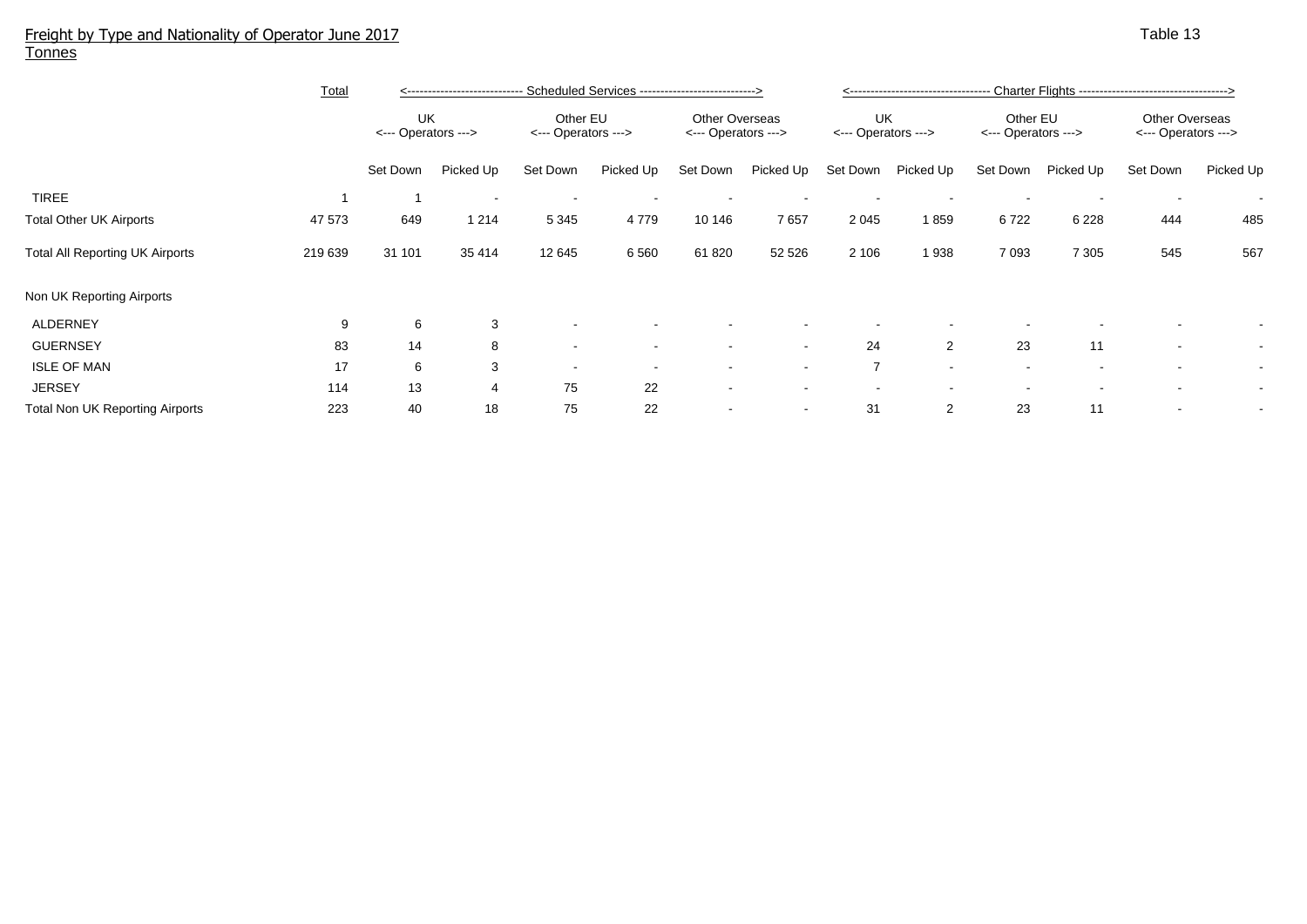## Freight by Type and Nationality of Operator June 2017
Tonnes

Table 13

| | Total | Scheduled Services | | | | | | Charter Flights | | | | | |
|---|---|---|---|---|---|---|---|---|---|---|---|---|---|
| | | UK <--- Operators ---> | | Other EU <--- Operators ---> | | Other Overseas <--- Operators ---> | | UK <--- Operators ---> | | Other EU <--- Operators ---> | | Other Overseas <--- Operators ---> | |
| | | Set Down | Picked Up | Set Down | Picked Up | Set Down | Picked Up | Set Down | Picked Up | Set Down | Picked Up | Set Down | Picked Up |
| TIREE | 1 | 1 | - | - | - | - | - | - | - | - | - | - | - |
| Total Other UK Airports | 47 573 | 649 | 1 214 | 5 345 | 4 779 | 10 146 | 7 657 | 2 045 | 1 859 | 6 722 | 6 228 | 444 | 485 |
| Total All Reporting UK Airports | 219 639 | 31 101 | 35 414 | 12 645 | 6 560 | 61 820 | 52 526 | 2 106 | 1 938 | 7 093 | 7 305 | 545 | 567 |
| Non UK Reporting Airports | | | | | | | | | | | | | |
| ALDERNEY | 9 | 6 | 3 | - | - | - | - | - | - | - | - | - | - |
| GUERNSEY | 83 | 14 | 8 | - | - | - | - | 24 | 2 | 23 | 11 | - | - |
| ISLE OF MAN | 17 | 6 | 3 | - | - | - | - | 7 | - | - | - | - | - |
| JERSEY | 114 | 13 | 4 | 75 | 22 | - | - | - | - | - | - | - | - |
| Total Non UK Reporting Airports | 223 | 40 | 18 | 75 | 22 | - | - | 31 | 2 | 23 | 11 | - | - |